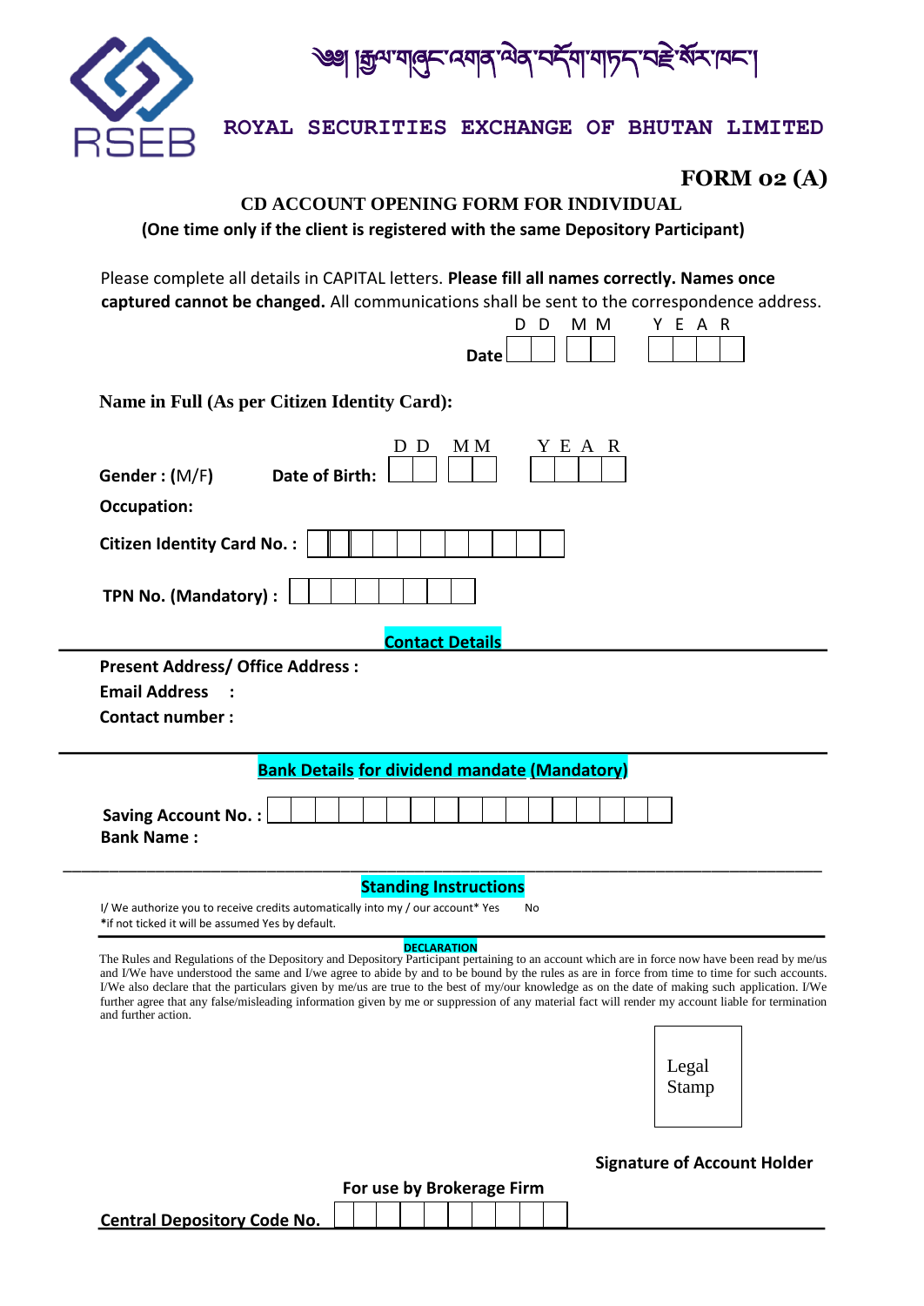༄། །རྒྱལ་གཞུང་འགན་ལེན་བདོག་གཏད་བརྗེ་སོར་ཁང་།

ROYAL SECURITIES EXCHANGE OF BHUTAN LIMITED

RSEB

**FORM 02 (A)**

## CD ACCOUNT OPENING FORM FOR INDIVIDUAL

**(One time only if the client is registered with the same Depository Participant)**

Please complete all details in CAPITAL letters. **Please fill all names correctly. Names once captured cannot be changed.** All communications shall be sent to the correspondence address.

**Date** D D | M M | Y E A R

**Name in Full (As per Citizen Identity Card):**

**Gender : (M/F)** **Date of Birth:** D D | M M | Y E A R

**Occupation:**

**Citizen Identity Card No. :**

**TPN No. (Mandatory) :**

### Contact Details

**Present Address/ Office Address :**

**Email Address :**

**Contact number :**

### Bank Details for dividend mandate (Mandatory)

**Saving Account No. :**

**Bank Name :**

### Standing Instructions

I/ We authorize you to receive credits automatically into my / our account* Yes No

*if not ticked it will be assumed Yes by default.

### DECLARATION

The Rules and Regulations of the Depository and Depository Participant pertaining to an account which are in force now have been read by me/us and I/We have understood the same and I/we agree to abide by and to be bound by the rules as are in force from time to time for such accounts. I/We also declare that the particulars given by me/us are true to the best of my/our knowledge as on the date of making such application. I/We further agree that any false/misleading information given by me or suppression of any material fact will render my account liable for termination and further action.

Legal Stamp

**Signature of Account Holder**

**For use by Brokerage Firm**

**Central Depository Code No.**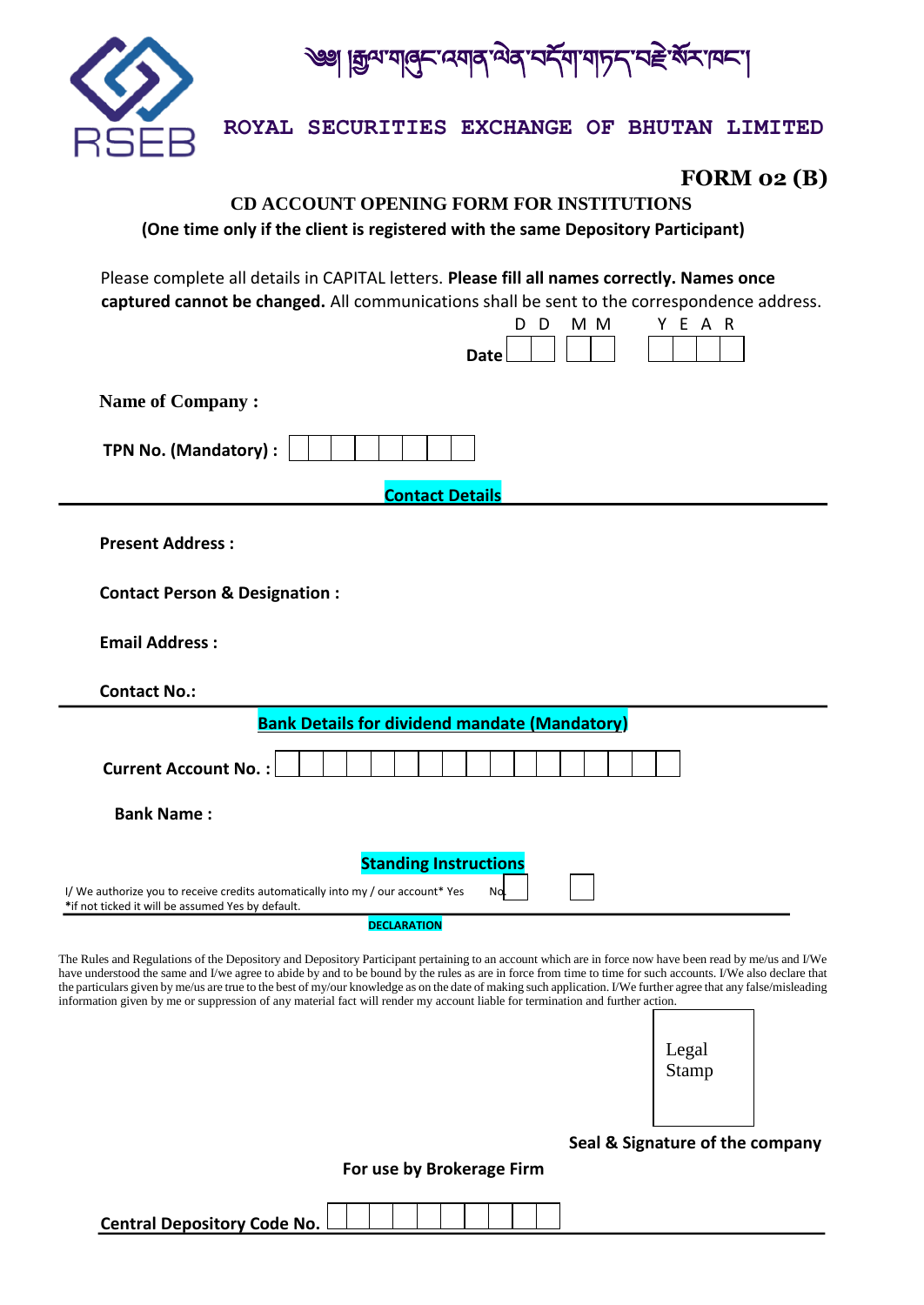༄༅། །རྒྱལ་གཞུང་འགན་ལེན་བདོག་གཏད་བརྗེ་སོར་ཁང་།

ROYAL SECURITIES EXCHANGE OF BHUTAN LIMITED

**FORM 02 (B)**

## CD ACCOUNT OPENING FORM FOR INSTITUTIONS

**(One time only if the client is registered with the same Depository Participant)**

Please complete all details in CAPITAL letters. **Please fill all names correctly. Names once captured cannot be changed.** All communications shall be sent to the correspondence address.

**Date** D D | M M | Y E A R

**Name of Company :**

**TPN No. (Mandatory) :**

**Contact Details**

**Present Address :**

**Contact Person & Designation :**

**Email Address :**

**Contact No.:**

**Bank Details for dividend mandate (Mandatory)**

**Current Account No. :**

**Bank Name :**

**Standing Instructions**

I/ We authorize you to receive credits automatically into my / our account* Yes ☐ No ☐

*if not ticked it will be assumed Yes by default.

**DECLARATION**

The Rules and Regulations of the Depository and Depository Participant pertaining to an account which are in force now have been read by me/us and I/We have understood the same and I/we agree to abide by and to be bound by the rules as are in force from time to time for such accounts. I/We also declare that the particulars given by me/us are true to the best of my/our knowledge as on the date of making such application. I/We further agree that any false/misleading information given by me or suppression of any material fact will render my account liable for termination and further action.

Legal Stamp

**Seal & Signature of the company**

**For use by Brokerage Firm**

**Central Depository Code No.**